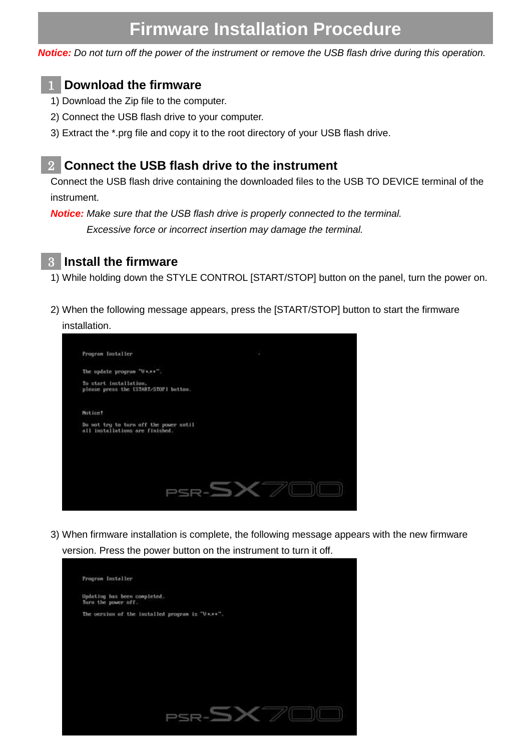# Firmware Installation Procedure

***Notice:*** *Do not turn off the power of the instrument or remove the USB flash drive during this operation.*

## 1 Download the firmware

1) Download the Zip file to the computer.

2) Connect the USB flash drive to your computer.

3) Extract the *.prg file and copy it to the root directory of your USB flash drive.

## 2 Connect the USB flash drive to the instrument

Connect the USB flash drive containing the downloaded files to the USB TO DEVICE terminal of the instrument.

***Notice:*** *Make sure that the USB flash drive is properly connected to the terminal.*
*Excessive force or incorrect insertion may damage the terminal.*

## 3 Install the firmware

1) While holding down the STYLE CONTROL [START/STOP] button on the panel, turn the power on.

2) When the following message appears, press the [START/STOP] button to start the firmware installation.

```
Program Installer

The update program "V*.**".

To start installation,
please press the [START/STOP] button.

Notice!

Do not try to turn off the power until
all installations are finished.
```

3) When firmware installation is complete, the following message appears with the new firmware version. Press the power button on the instrument to turn it off.

```
Program Installer

Updating has been completed.
Turn the power off.

The version of the installed program is "V*.**".
```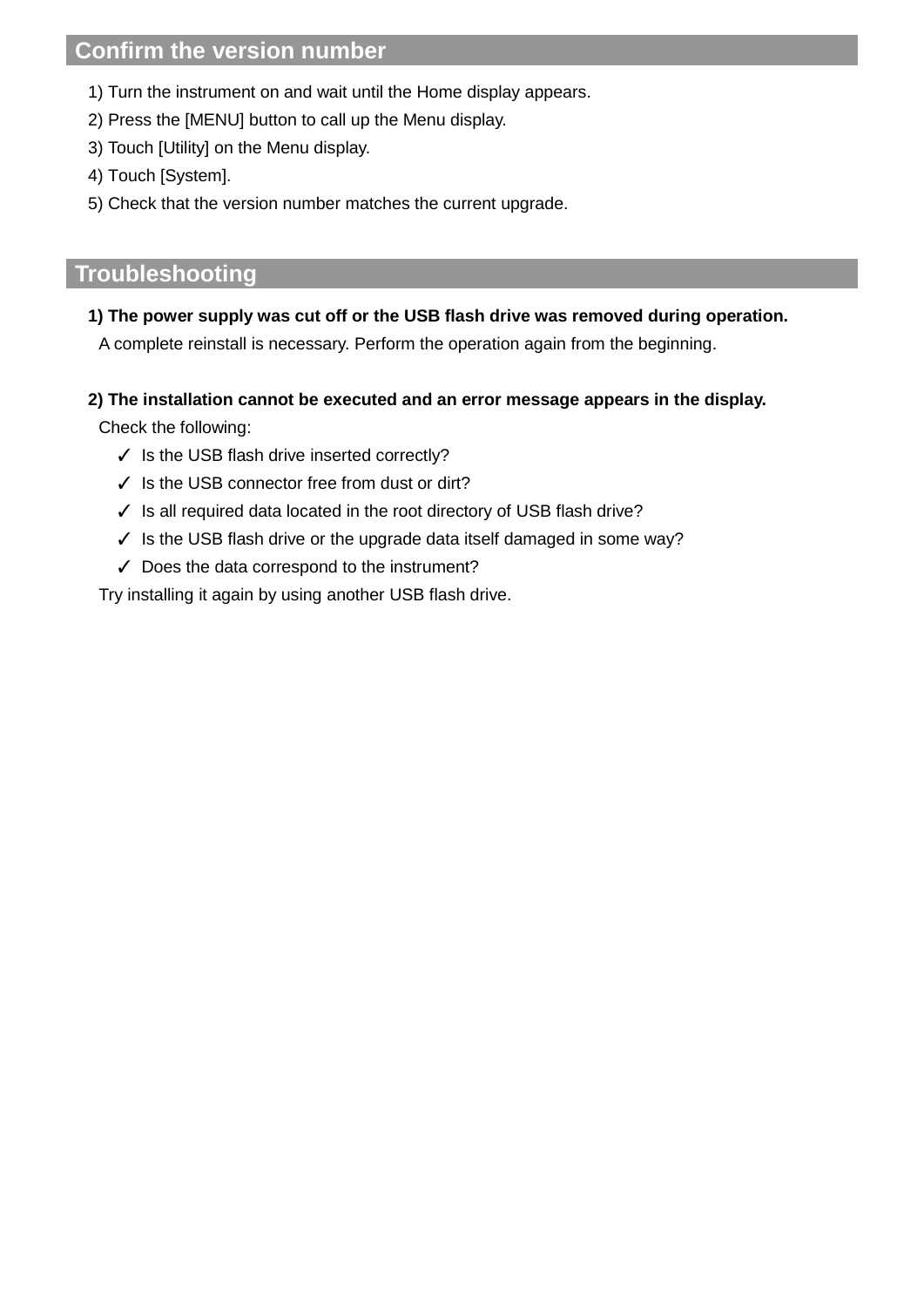## Confirm the version number

1) Turn the instrument on and wait until the Home display appears.
2) Press the [MENU] button to call up the Menu display.
3) Touch [Utility] on the Menu display.
4) Touch [System].
5) Check that the version number matches the current upgrade.

## Troubleshooting

**1) The power supply was cut off or the USB flash drive was removed during operation.**

A complete reinstall is necessary. Perform the operation again from the beginning.

**2) The installation cannot be executed and an error message appears in the display.**

Check the following:

- ✓ Is the USB flash drive inserted correctly?
- ✓ Is the USB connector free from dust or dirt?
- ✓ Is all required data located in the root directory of USB flash drive?
- ✓ Is the USB flash drive or the upgrade data itself damaged in some way?
- ✓ Does the data correspond to the instrument?

Try installing it again by using another USB flash drive.